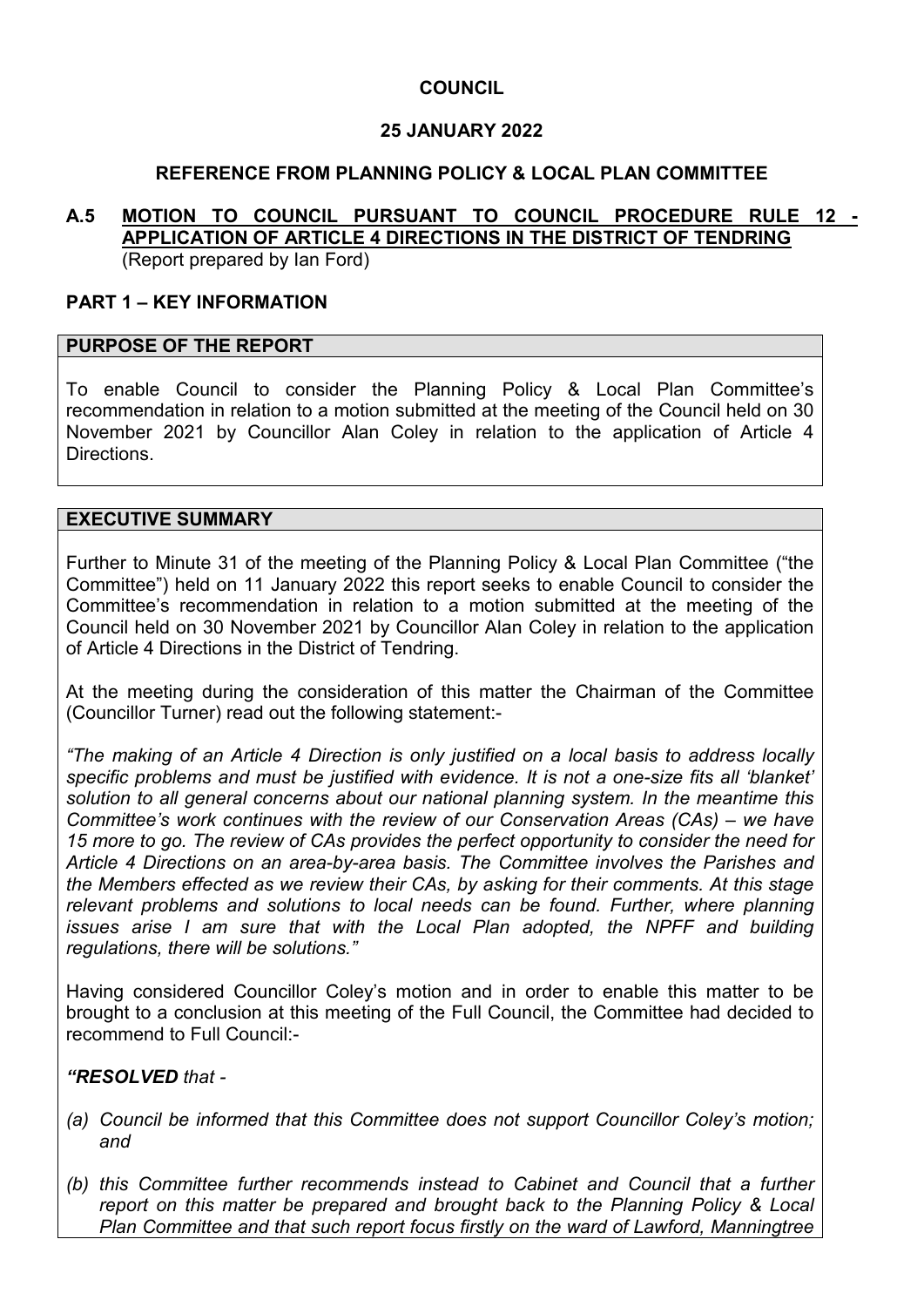**COUNCIL**

**25 JANUARY 2022**

**REFERENCE FROM PLANNING POLICY & LOCAL PLAN COMMITTEE**

## A.5 MOTION TO COUNCIL PURSUANT TO COUNCIL PROCEDURE RULE 12 - APPLICATION OF ARTICLE 4 DIRECTIONS IN THE DISTRICT OF TENDRING

(Report prepared by Ian Ford)

## PART 1 – KEY INFORMATION

### PURPOSE OF THE REPORT

To enable Council to consider the Planning Policy & Local Plan Committee's recommendation in relation to a motion submitted at the meeting of the Council held on 30 November 2021 by Councillor Alan Coley in relation to the application of Article 4 Directions.

### EXECUTIVE SUMMARY

Further to Minute 31 of the meeting of the Planning Policy & Local Plan Committee ("the Committee") held on 11 January 2022 this report seeks to enable Council to consider the Committee's recommendation in relation to a motion submitted at the meeting of the Council held on 30 November 2021 by Councillor Alan Coley in relation to the application of Article 4 Directions in the District of Tendring.

At the meeting during the consideration of this matter the Chairman of the Committee (Councillor Turner) read out the following statement:-

*"The making of an Article 4 Direction is only justified on a local basis to address locally specific problems and must be justified with evidence. It is not a one-size fits all 'blanket' solution to all general concerns about our national planning system. In the meantime this Committee's work continues with the review of our Conservation Areas (CAs) – we have 15 more to go. The review of CAs provides the perfect opportunity to consider the need for Article 4 Directions on an area-by-area basis. The Committee involves the Parishes and the Members effected as we review their CAs, by asking for their comments. At this stage relevant problems and solutions to local needs can be found. Further, where planning issues arise I am sure that with the Local Plan adopted, the NPFF and building regulations, there will be solutions."*

Having considered Councillor Coley's motion and in order to enable this matter to be brought to a conclusion at this meeting of the Full Council, the Committee had decided to recommend to Full Council:-

***"RESOLVED** that -*

*(a) Council be informed that this Committee does not support Councillor Coley's motion; and*

*(b) this Committee further recommends instead to Cabinet and Council that a further report on this matter be prepared and brought back to the Planning Policy & Local Plan Committee and that such report focus firstly on the ward of Lawford, Manningtree*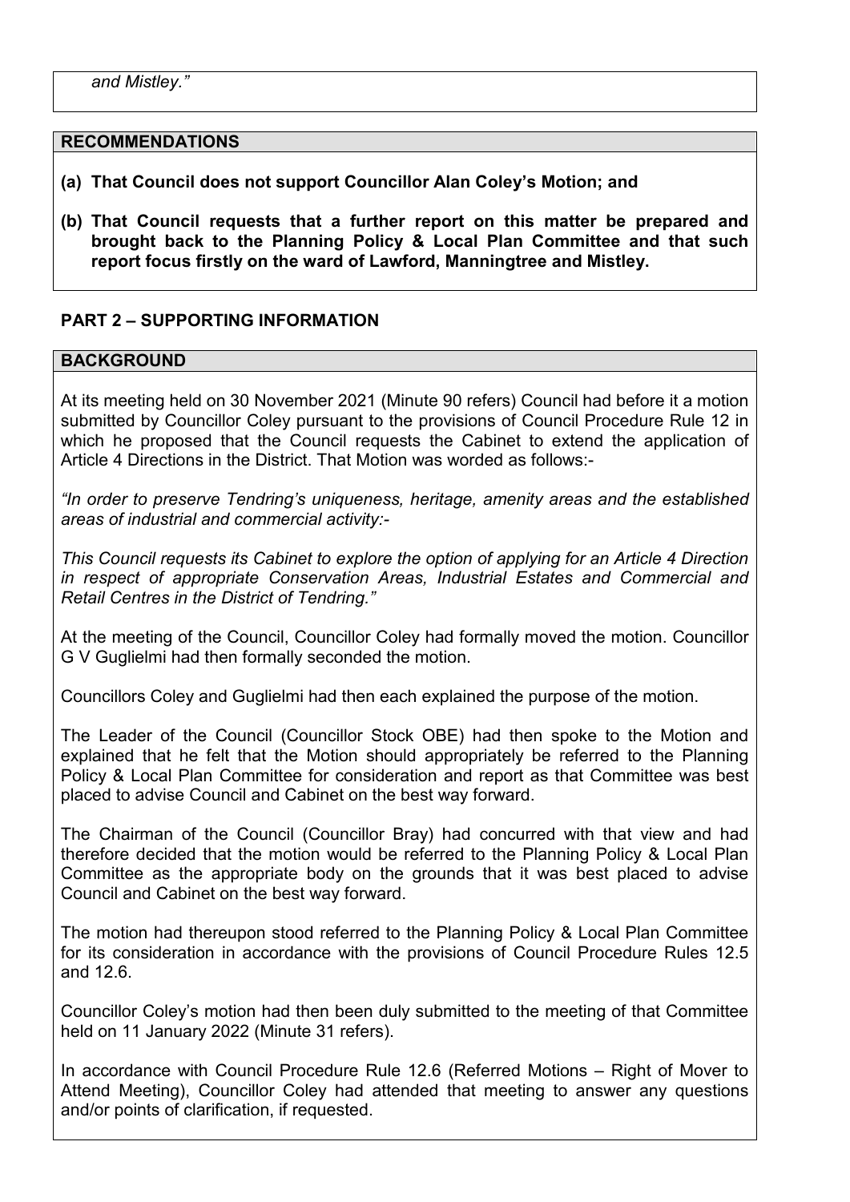*and Mistley."*

## RECOMMENDATIONS

**(a) That Council does not support Councillor Alan Coley's Motion; and**

**(b) That Council requests that a further report on this matter be prepared and brought back to the Planning Policy & Local Plan Committee and that such report focus firstly on the ward of Lawford, Manningtree and Mistley.**

## PART 2 – SUPPORTING INFORMATION

## BACKGROUND

At its meeting held on 30 November 2021 (Minute 90 refers) Council had before it a motion submitted by Councillor Coley pursuant to the provisions of Council Procedure Rule 12 in which he proposed that the Council requests the Cabinet to extend the application of Article 4 Directions in the District. That Motion was worded as follows:-

*"In order to preserve Tendring's uniqueness, heritage, amenity areas and the established areas of industrial and commercial activity:-*

*This Council requests its Cabinet to explore the option of applying for an Article 4 Direction in respect of appropriate Conservation Areas, Industrial Estates and Commercial and Retail Centres in the District of Tendring."*

At the meeting of the Council, Councillor Coley had formally moved the motion. Councillor G V Guglielmi had then formally seconded the motion.

Councillors Coley and Guglielmi had then each explained the purpose of the motion.

The Leader of the Council (Councillor Stock OBE) had then spoke to the Motion and explained that he felt that the Motion should appropriately be referred to the Planning Policy & Local Plan Committee for consideration and report as that Committee was best placed to advise Council and Cabinet on the best way forward.

The Chairman of the Council (Councillor Bray) had concurred with that view and had therefore decided that the motion would be referred to the Planning Policy & Local Plan Committee as the appropriate body on the grounds that it was best placed to advise Council and Cabinet on the best way forward.

The motion had thereupon stood referred to the Planning Policy & Local Plan Committee for its consideration in accordance with the provisions of Council Procedure Rules 12.5 and 12.6.

Councillor Coley's motion had then been duly submitted to the meeting of that Committee held on 11 January 2022 (Minute 31 refers).

In accordance with Council Procedure Rule 12.6 (Referred Motions – Right of Mover to Attend Meeting), Councillor Coley had attended that meeting to answer any questions and/or points of clarification, if requested.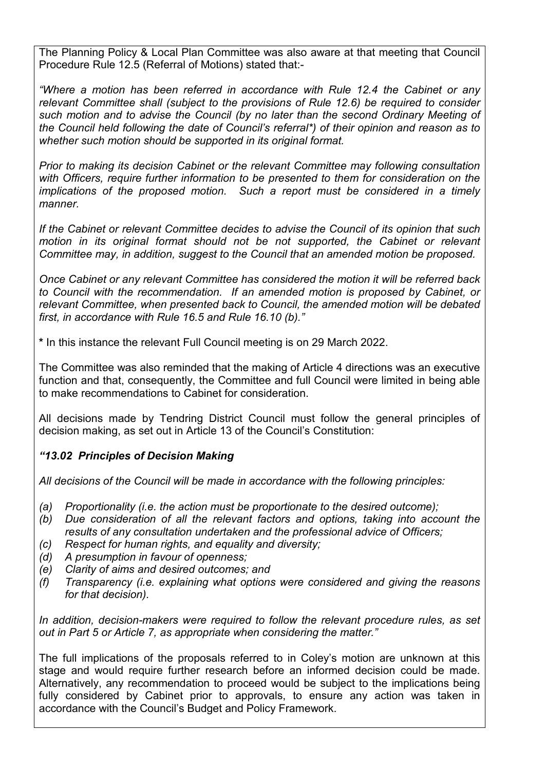The Planning Policy & Local Plan Committee was also aware at that meeting that Council Procedure Rule 12.5 (Referral of Motions) stated that:-

*"Where a motion has been referred in accordance with Rule 12.4 the Cabinet or any relevant Committee shall (subject to the provisions of Rule 12.6) be required to consider such motion and to advise the Council (by no later than the second Ordinary Meeting of the Council held following the date of Council's referral*) of their opinion and reason as to whether such motion should be supported in its original format.*

*Prior to making its decision Cabinet or the relevant Committee may following consultation with Officers, require further information to be presented to them for consideration on the implications of the proposed motion. Such a report must be considered in a timely manner.*

*If the Cabinet or relevant Committee decides to advise the Council of its opinion that such motion in its original format should not be not supported, the Cabinet or relevant Committee may, in addition, suggest to the Council that an amended motion be proposed.*

*Once Cabinet or any relevant Committee has considered the motion it will be referred back to Council with the recommendation. If an amended motion is proposed by Cabinet, or relevant Committee, when presented back to Council, the amended motion will be debated first, in accordance with Rule 16.5 and Rule 16.10 (b)."*

**\*** In this instance the relevant Full Council meeting is on 29 March 2022.

The Committee was also reminded that the making of Article 4 directions was an executive function and that, consequently, the Committee and full Council were limited in being able to make recommendations to Cabinet for consideration.

All decisions made by Tendring District Council must follow the general principles of decision making, as set out in Article 13 of the Council's Constitution:

***"13.02 Principles of Decision Making***

*All decisions of the Council will be made in accordance with the following principles:*

- *(a) Proportionality (i.e. the action must be proportionate to the desired outcome);*
- *(b) Due consideration of all the relevant factors and options, taking into account the results of any consultation undertaken and the professional advice of Officers;*
- *(c) Respect for human rights, and equality and diversity;*
- *(d) A presumption in favour of openness;*
- *(e) Clarity of aims and desired outcomes; and*
- *(f) Transparency (i.e. explaining what options were considered and giving the reasons for that decision).*

*In addition, decision-makers were required to follow the relevant procedure rules, as set out in Part 5 or Article 7, as appropriate when considering the matter."*

The full implications of the proposals referred to in Coley's motion are unknown at this stage and would require further research before an informed decision could be made. Alternatively, any recommendation to proceed would be subject to the implications being fully considered by Cabinet prior to approvals, to ensure any action was taken in accordance with the Council's Budget and Policy Framework.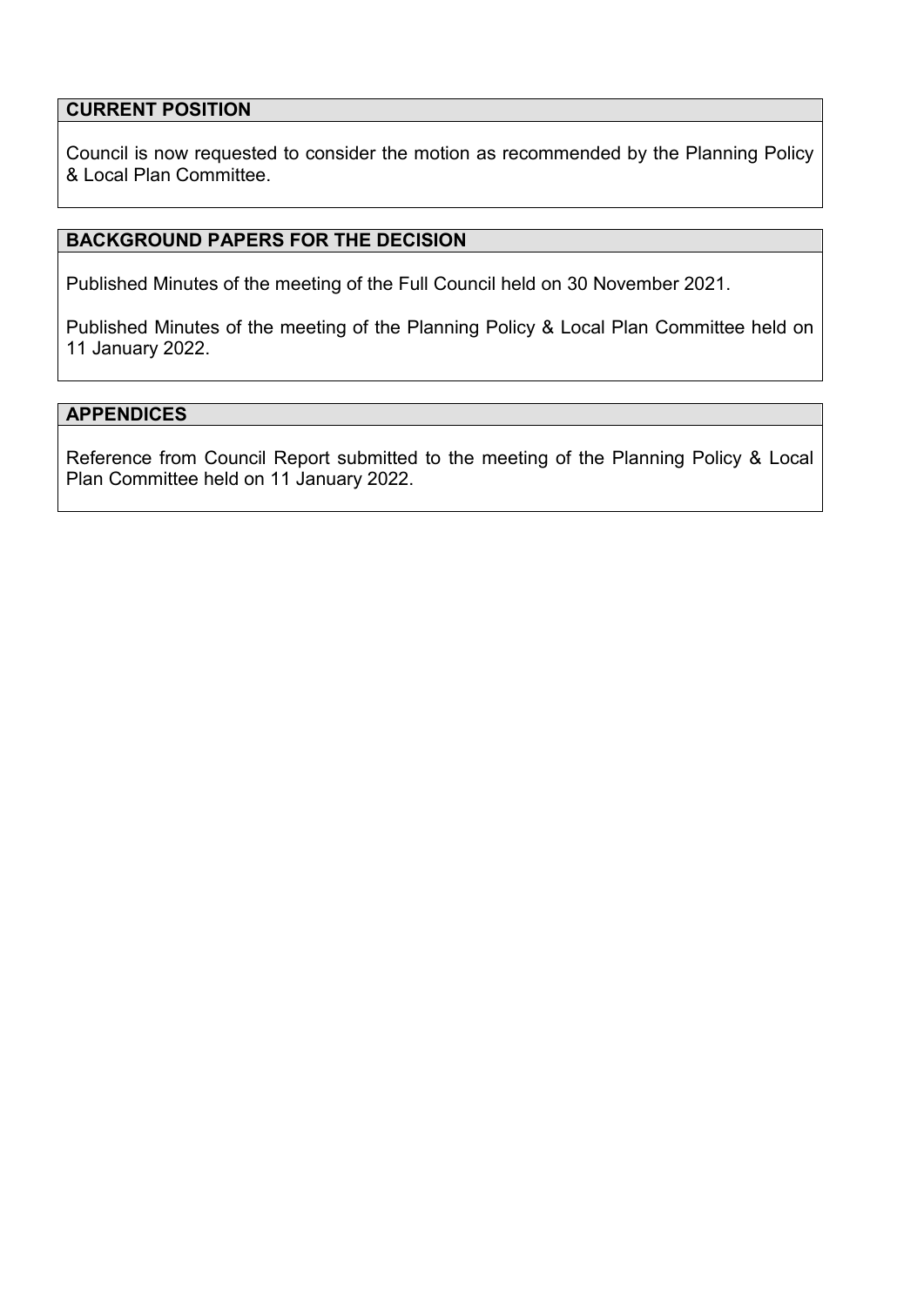## CURRENT POSITION

Council is now requested to consider the motion as recommended by the Planning Policy & Local Plan Committee.

## BACKGROUND PAPERS FOR THE DECISION

Published Minutes of the meeting of the Full Council held on 30 November 2021.

Published Minutes of the meeting of the Planning Policy & Local Plan Committee held on 11 January 2022.

## APPENDICES

Reference from Council Report submitted to the meeting of the Planning Policy & Local Plan Committee held on 11 January 2022.